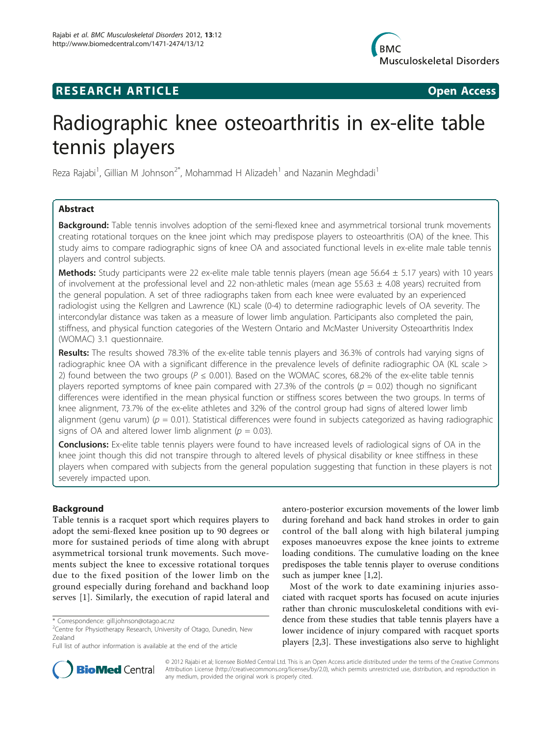RESEARCH ARTICLE

Open Access

# Radiographic knee osteoarthritis in ex-elite table tennis players

Reza Rajabi[1], Gillian M Johnson[2*], Mohammad H Alizadeh[1] and Nazanin Meghdadi[1]

## Abstract

**Background:** Table tennis involves adoption of the semi-flexed knee and asymmetrical torsional trunk movements creating rotational torques on the knee joint which may predispose players to osteoarthritis (OA) of the knee. This study aims to compare radiographic signs of knee OA and associated functional levels in ex-elite male table tennis players and control subjects.

**Methods:** Study participants were 22 ex-elite male table tennis players (mean age 56.64 ± 5.17 years) with 10 years of involvement at the professional level and 22 non-athletic males (mean age 55.63 ± 4.08 years) recruited from the general population. A set of three radiographs taken from each knee were evaluated by an experienced radiologist using the Kellgren and Lawrence (KL) scale (0-4) to determine radiographic levels of OA severity. The intercondylar distance was taken as a measure of lower limb angulation. Participants also completed the pain, stiffness, and physical function categories of the Western Ontario and McMaster University Osteoarthritis Index (WOMAC) 3.1 questionnaire.

**Results:** The results showed 78.3% of the ex-elite table tennis players and 36.3% of controls had varying signs of radiographic knee OA with a significant difference in the prevalence levels of definite radiographic OA (KL scale > 2) found between the two groups ($P \leq 0.001$). Based on the WOMAC scores, 68.2% of the ex-elite table tennis players reported symptoms of knee pain compared with 27.3% of the controls ($p = 0.02$) though no significant differences were identified in the mean physical function or stiffness scores between the two groups. In terms of knee alignment, 73.7% of the ex-elite athletes and 32% of the control group had signs of altered lower limb alignment (genu varum) ($p = 0.01$). Statistical differences were found in subjects categorized as having radiographic signs of OA and altered lower limb alignment ($p = 0.03$).

**Conclusions:** Ex-elite table tennis players were found to have increased levels of radiological signs of OA in the knee joint though this did not transpire through to altered levels of physical disability or knee stiffness in these players when compared with subjects from the general population suggesting that function in these players is not severely impacted upon.

## Background

Table tennis is a racquet sport which requires players to adopt the semi-flexed knee position up to 90 degrees or more for sustained periods of time along with abrupt asymmetrical torsional trunk movements. Such movements subject the knee to excessive rotational torques due to the fixed position of the lower limb on the ground especially during forehand and backhand loop serves [1]. Similarly, the execution of rapid lateral and antero-posterior excursion movements of the lower limb during forehand and back hand strokes in order to gain control of the ball along with high bilateral jumping exposes manoeuvres expose the knee joints to extreme loading conditions. The cumulative loading on the knee predisposes the table tennis player to overuse conditions such as jumper knee [1,2].

Most of the work to date examining injuries associated with racquet sports has focused on acute injuries rather than chronic musculoskeletal conditions with evidence from these studies that table tennis players have a lower incidence of injury compared with racquet sports players [2,3]. These investigations also serve to highlight

\* Correspondence: gill.johnson@otago.ac.nz
[2]Centre for Physiotherapy Research, University of Otago, Dunedin, New Zealand
Full list of author information is available at the end of the article

© 2012 Rajabi et al; licensee BioMed Central Ltd. This is an Open Access article distributed under the terms of the Creative Commons Attribution License (http://creativecommons.org/licenses/by/2.0), which permits unrestricted use, distribution, and reproduction in any medium, provided the original work is properly cited.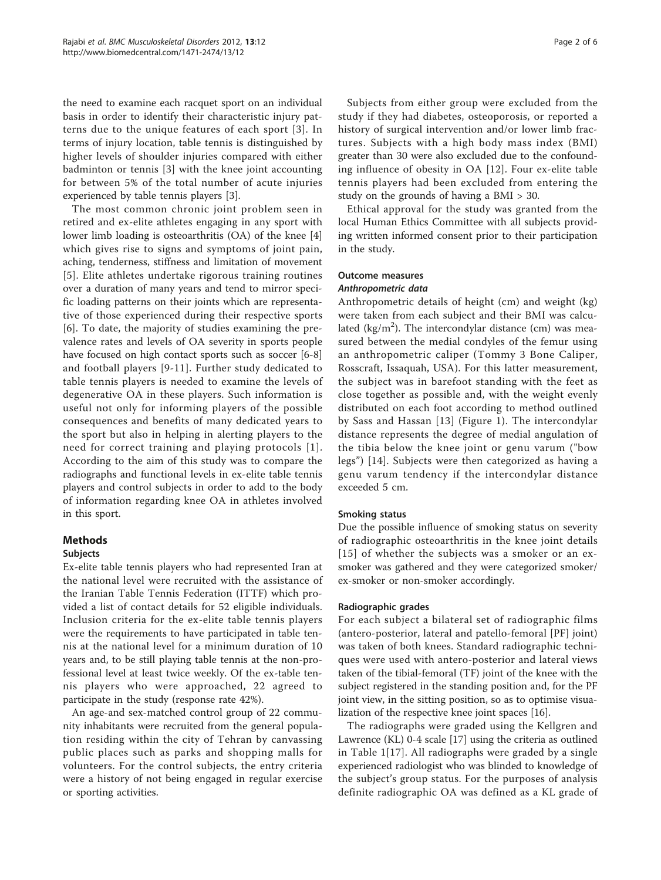the need to examine each racquet sport on an individual basis in order to identify their characteristic injury patterns due to the unique features of each sport [3]. In terms of injury location, table tennis is distinguished by higher levels of shoulder injuries compared with either badminton or tennis [3] with the knee joint accounting for between 5% of the total number of acute injuries experienced by table tennis players [3].

The most common chronic joint problem seen in retired and ex-elite athletes engaging in any sport with lower limb loading is osteoarthritis (OA) of the knee [4] which gives rise to signs and symptoms of joint pain, aching, tenderness, stiffness and limitation of movement [5]. Elite athletes undertake rigorous training routines over a duration of many years and tend to mirror specific loading patterns on their joints which are representative of those experienced during their respective sports [6]. To date, the majority of studies examining the prevalence rates and levels of OA severity in sports people have focused on high contact sports such as soccer [6-8] and football players [9-11]. Further study dedicated to table tennis players is needed to examine the levels of degenerative OA in these players. Such information is useful not only for informing players of the possible consequences and benefits of many dedicated years to the sport but also in helping in alerting players to the need for correct training and playing protocols [1]. According to the aim of this study was to compare the radiographs and functional levels in ex-elite table tennis players and control subjects in order to add to the body of information regarding knee OA in athletes involved in this sport.

## Methods

### Subjects

Ex-elite table tennis players who had represented Iran at the national level were recruited with the assistance of the Iranian Table Tennis Federation (ITTF) which provided a list of contact details for 52 eligible individuals. Inclusion criteria for the ex-elite table tennis players were the requirements to have participated in table tennis at the national level for a minimum duration of 10 years and, to be still playing table tennis at the non-professional level at least twice weekly. Of the ex-table tennis players who were approached, 22 agreed to participate in the study (response rate 42%).

An age-and sex-matched control group of 22 community inhabitants were recruited from the general population residing within the city of Tehran by canvassing public places such as parks and shopping malls for volunteers. For the control subjects, the entry criteria were a history of not being engaged in regular exercise or sporting activities.

Subjects from either group were excluded from the study if they had diabetes, osteoporosis, or reported a history of surgical intervention and/or lower limb fractures. Subjects with a high body mass index (BMI) greater than 30 were also excluded due to the confounding influence of obesity in OA [12]. Four ex-elite table tennis players had been excluded from entering the study on the grounds of having a BMI > 30.

Ethical approval for the study was granted from the local Human Ethics Committee with all subjects providing written informed consent prior to their participation in the study.

### Outcome measures

#### *Anthropometric data*

Anthropometric details of height (cm) and weight (kg) were taken from each subject and their BMI was calculated (kg/m$^2$). The intercondylar distance (cm) was measured between the medial condyles of the femur using an anthropometric caliper (Tommy 3 Bone Caliper, Rosscraft, Issaquah, USA). For this latter measurement, the subject was in barefoot standing with the feet as close together as possible and, with the weight evenly distributed on each foot according to method outlined by Sass and Hassan [13] (Figure 1). The intercondylar distance represents the degree of medial angulation of the tibia below the knee joint or genu varum ("bow legs") [14]. Subjects were then categorized as having a genu varum tendency if the intercondylar distance exceeded 5 cm.

### Smoking status

Due the possible influence of smoking status on severity of radiographic osteoarthritis in the knee joint details [15] of whether the subjects was a smoker or an ex-smoker was gathered and they were categorized smoker/ex-smoker or non-smoker accordingly.

### Radiographic grades

For each subject a bilateral set of radiographic films (antero-posterior, lateral and patello-femoral [PF] joint) was taken of both knees. Standard radiographic techniques were used with antero-posterior and lateral views taken of the tibial-femoral (TF) joint of the knee with the subject registered in the standing position and, for the PF joint view, in the sitting position, so as to optimise visualization of the respective knee joint spaces [16].

The radiographs were graded using the Kellgren and Lawrence (KL) 0-4 scale [17] using the criteria as outlined in Table 1[17]. All radiographs were graded by a single experienced radiologist who was blinded to knowledge of the subject's group status. For the purposes of analysis definite radiographic OA was defined as a KL grade of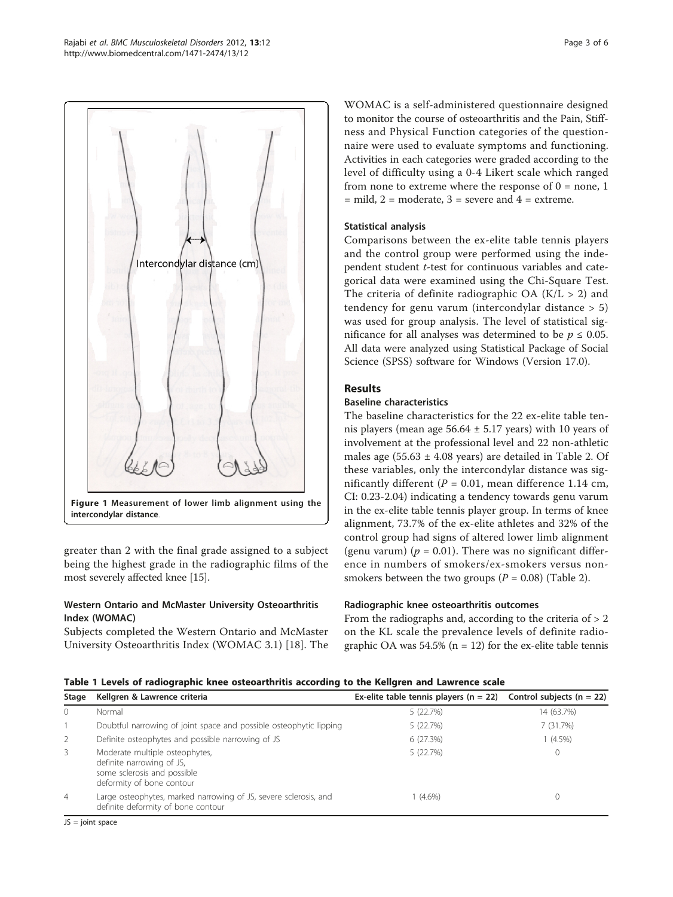Figure 1 Measurement of lower limb alignment using the intercondylar distance.

greater than 2 with the final grade assigned to a subject being the highest grade in the radiographic films of the most severely affected knee [15].

### Western Ontario and McMaster University Osteoarthritis Index (WOMAC)

Subjects completed the Western Ontario and McMaster University Osteoarthritis Index (WOMAC 3.1) [18]. The WOMAC is a self-administered questionnaire designed to monitor the course of osteoarthritis and the Pain, Stiffness and Physical Function categories of the questionnaire were used to evaluate symptoms and functioning. Activities in each categories were graded according to the level of difficulty using a 0-4 Likert scale which ranged from none to extreme where the response of 0 = none, 1 = mild, 2 = moderate, 3 = severe and 4 = extreme.

### Statistical analysis

Comparisons between the ex-elite table tennis players and the control group were performed using the independent student *t*-test for continuous variables and categorical data were examined using the Chi-Square Test. The criteria of definite radiographic OA (K/L > 2) and tendency for genu varum (intercondylar distance > 5) was used for group analysis. The level of statistical significance for all analyses was determined to be $p \leq 0.05$. All data were analyzed using Statistical Package of Social Science (SPSS) software for Windows (Version 17.0).

## Results

### Baseline characteristics

The baseline characteristics for the 22 ex-elite table tennis players (mean age 56.64 ± 5.17 years) with 10 years of involvement at the professional level and 22 non-athletic males age (55.63 ± 4.08 years) are detailed in Table 2. Of these variables, only the intercondylar distance was significantly different ($P = 0.01$, mean difference 1.14 cm, CI: 0.23-2.04) indicating a tendency towards genu varum in the ex-elite table tennis player group. In terms of knee alignment, 73.7% of the ex-elite athletes and 32% of the control group had signs of altered lower limb alignment (genu varum) ($p = 0.01$). There was no significant difference in numbers of smokers/ex-smokers versus non-smokers between the two groups ($P = 0.08$) (Table 2).

### Radiographic knee osteoarthritis outcomes

From the radiographs and, according to the criteria of > 2 on the KL scale the prevalence levels of definite radiographic OA was 54.5% (n = 12) for the ex-elite table tennis

**Table 1 Levels of radiographic knee osteoarthritis according to the Kellgren and Lawrence scale**

| Stage | Kellgren & Lawrence criteria | Ex-elite table tennis players (n = 22) | Control subjects (n = 22) |
|---|---|---|---|
| 0 | Normal | 5 (22.7%) | 14 (63.7%) |
| 1 | Doubtful narrowing of joint space and possible osteophytic lipping | 5 (22.7%) | 7 (31.7%) |
| 2 | Definite osteophytes and possible narrowing of JS | 6 (27.3%) | 1 (4.5%) |
| 3 | Moderate multiple osteophytes, definite narrowing of JS, some sclerosis and possible deformity of bone contour | 5 (22.7%) | 0 |
| 4 | Large osteophytes, marked narrowing of JS, severe sclerosis, and definite deformity of bone contour | 1 (4.6%) | 0 |

JS = joint space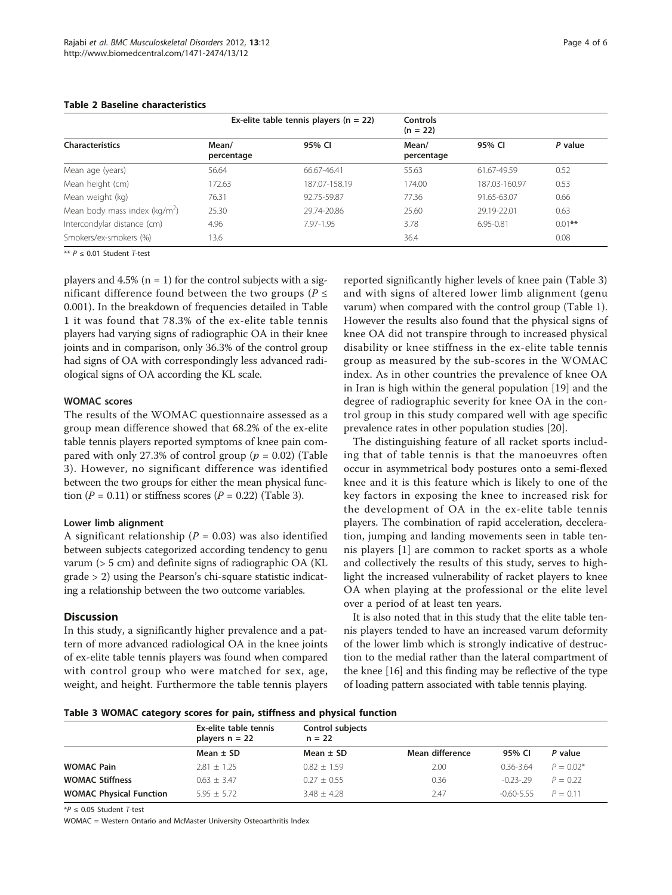**Table 2 Baseline characteristics**

| Characteristics | Ex-elite table tennis players (n = 22) | | Controls (n = 22) | | |
|---|---|---|---|---|---|
| | Mean/ percentage | 95% CI | Mean/ percentage | 95% CI | *P* value |
| Mean age (years) | 56.64 | 66.67-46.41 | 55.63 | 61.67-49.59 | 0.52 |
| Mean height (cm) | 172.63 | 187.07-158.19 | 174.00 | 187.03-160.97 | 0.53 |
| Mean weight (kg) | 76.31 | 92.75-59.87 | 77.36 | 91.65-63.07 | 0.66 |
| Mean body mass index (kg/m$^2$) | 25.30 | 29.74-20.86 | 25.60 | 29.19-22.01 | 0.63 |
| Intercondylar distance (cm) | 4.96 | 7.97-1.95 | 3.78 | 6.95-0.81 | 0.01** |
| Smokers/ex-smokers (%) | 13.6 | | 36.4 | | 0.08 |

** $P \leq 0.01$ Student *T*-test

players and 4.5% (n = 1) for the control subjects with a significant difference found between the two groups ($P \leq 0.001$). In the breakdown of frequencies detailed in Table 1 it was found that 78.3% of the ex-elite table tennis players had varying signs of radiographic OA in their knee joints and in comparison, only 36.3% of the control group had signs of OA with correspondingly less advanced radiological signs of OA according the KL scale.

### WOMAC scores

The results of the WOMAC questionnaire assessed as a group mean difference showed that 68.2% of the ex-elite table tennis players reported symptoms of knee pain compared with only 27.3% of control group ($p = 0.02$) (Table 3). However, no significant difference was identified between the two groups for either the mean physical function ($P = 0.11$) or stiffness scores ($P = 0.22$) (Table 3).

### Lower limb alignment

A significant relationship ($P = 0.03$) was also identified between subjects categorized according tendency to genu varum (> 5 cm) and definite signs of radiographic OA (KL grade > 2) using the Pearson's chi-square statistic indicating a relationship between the two outcome variables.

## Discussion

In this study, a significantly higher prevalence and a pattern of more advanced radiological OA in the knee joints of ex-elite table tennis players was found when compared with control group who were matched for sex, age, weight, and height. Furthermore the table tennis players reported significantly higher levels of knee pain (Table 3) and with signs of altered lower limb alignment (genu varum) when compared with the control group (Table 1). However the results also found that the physical signs of knee OA did not transpire through to increased physical disability or knee stiffness in the ex-elite table tennis group as measured by the sub-scores in the WOMAC index. As in other countries the prevalence of knee OA in Iran is high within the general population [19] and the degree of radiographic severity for knee OA in the control group in this study compared well with age specific prevalence rates in other population studies [20].

The distinguishing feature of all racket sports including that of table tennis is that the manoeuvres often occur in asymmetrical body postures onto a semi-flexed knee and it is this feature which is likely to one of the key factors in exposing the knee to increased risk for the development of OA in the ex-elite table tennis players. The combination of rapid acceleration, deceleration, jumping and landing movements seen in table tennis players [1] are common to racket sports as a whole and collectively the results of this study, serves to highlight the increased vulnerability of racket players to knee OA when playing at the professional or the elite level over a period of at least ten years.

It is also noted that in this study that the elite table tennis players tended to have an increased varum deformity of the lower limb which is strongly indicative of destruction to the medial rather than the lateral compartment of the knee [16] and this finding may be reflective of the type of loading pattern associated with table tennis playing.

**Table 3 WOMAC category scores for pain, stiffness and physical function**

| | Ex-elite table tennis players n = 22 | Control subjects n = 22 | | | |
|---|---|---|---|---|---|
| | Mean ± SD | Mean ± SD | Mean difference | 95% CI | *P* value |
| **WOMAC Pain** | 2.81 ± 1.25 | 0.82 ± 1.59 | 2.00 | 0.36-3.64 | $P = 0.02$* |
| **WOMAC Stiffness** | 0.63 ± 3.47 | 0.27 ± 0.55 | 0.36 | -0.23-.29 | $P = 0.22$ |
| **WOMAC Physical Function** | 5.95 ± 5.72 | 3.48 ± 4.28 | 2.47 | -0.60-5.55 | $P = 0.11$ |

*$P \leq 0.05$ Student *T*-test

WOMAC = Western Ontario and McMaster University Osteoarthritis Index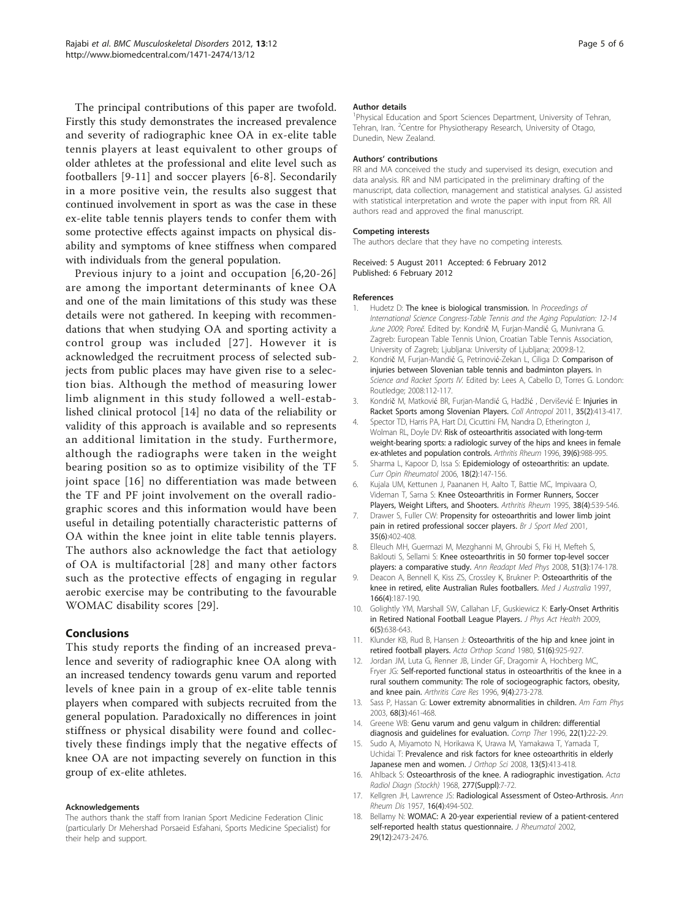The principal contributions of this paper are twofold. Firstly this study demonstrates the increased prevalence and severity of radiographic knee OA in ex-elite table tennis players at least equivalent to other groups of older athletes at the professional and elite level such as footballers [9-11] and soccer players [6-8]. Secondarily in a more positive vein, the results also suggest that continued involvement in sport as was the case in these ex-elite table tennis players tends to confer them with some protective effects against impacts on physical disability and symptoms of knee stiffness when compared with individuals from the general population.

Previous injury to a joint and occupation [6,20-26] are among the important determinants of knee OA and one of the main limitations of this study was these details were not gathered. In keeping with recommendations that when studying OA and sporting activity a control group was included [27]. However it is acknowledged the recruitment process of selected subjects from public places may have given rise to a selection bias. Although the method of measuring lower limb alignment in this study followed a well-established clinical protocol [14] no data of the reliability or validity of this approach is available and so represents an additional limitation in the study. Furthermore, although the radiographs were taken in the weight bearing position so as to optimize visibility of the TF joint space [16] no differentiation was made between the TF and PF joint involvement on the overall radiographic scores and this information would have been useful in detailing potentially characteristic patterns of OA within the knee joint in elite table tennis players. The authors also acknowledge the fact that aetiology of OA is multifactorial [28] and many other factors such as the protective effects of engaging in regular aerobic exercise may be contributing to the favourable WOMAC disability scores [29].

## Conclusions

This study reports the finding of an increased prevalence and severity of radiographic knee OA along with an increased tendency towards genu varum and reported levels of knee pain in a group of ex-elite table tennis players when compared with subjects recruited from the general population. Paradoxically no differences in joint stiffness or physical disability were found and collectively these findings imply that the negative effects of knee OA are not impacting severely on function in this group of ex-elite athletes.

#### Acknowledgements

The authors thank the staff from Iranian Sport Medicine Federation Clinic (particularly Dr Mehershad Porsaeid Esfahani, Sports Medicine Specialist) for their help and support.

#### Author details

[1]Physical Education and Sport Sciences Department, University of Tehran, Tehran, Iran. [2]Centre for Physiotherapy Research, University of Otago, Dunedin, New Zealand.

#### Authors' contributions

RR and MA conceived the study and supervised its design, execution and data analysis. RR and NM participated in the preliminary drafting of the manuscript, data collection, management and statistical analyses. GJ assisted with statistical interpretation and wrote the paper with input from RR. All authors read and approved the final manuscript.

#### Competing interests

The authors declare that they have no competing interests.

Received: 5 August 2011 Accepted: 6 February 2012
Published: 6 February 2012

#### References

1. Hudetz D: The knee is biological transmission. In *Proceedings of International Science Congress-Table Tennis and the Aging Population: 12-14 June 2009; Poreč.* Edited by: Kondrič M, Furjan-Mandić G, Munivrana G. Zagreb: European Table Tennis Union, Croatian Table Tennis Association, University of Zagreb; Ljubljana: University of Ljubljana; 2009:8-12.
2. Kondrič M, Furjan-Mandić G, Petrinović-Zekan L, Ciliga D: Comparison of injuries between Slovenian table tennis and badminton players. In *Science and Racket Sports IV.* Edited by: Lees A, Cabello D, Torres G. London: Routledge; 2008:112-117.
3. Kondrič M, Matković BR, Furjan-Mandić G, Hadžić , Dervišević E: Injuries in Racket Sports among Slovenian Players. *Coll Antropol* 2011, 35(2):413-417.
4. Spector TD, Harris PA, Hart DJ, Cicuttini FM, Nandra D, Etherington J, Wolman RL, Doyle DV: Risk of osteoarthritis associated with long-term weight-bearing sports: a radiologic survey of the hips and knees in female ex-athletes and population controls. *Arthritis Rheum* 1996, 39(6):988-995.
5. Sharma L, Kapoor D, Issa S: Epidemiology of osteoarthritis: an update. *Curr Opin Rheumatol* 2006, 18(2):147-156.
6. Kujala UM, Kettunen J, Paananen H, Aalto T, Battie MC, Impivaara O, Videman T, Sarna S: Knee Osteoarthritis in Former Runners, Soccer Players, Weight Lifters, and Shooters. *Arthritis Rheum* 1995, 38(4):539-546.
7. Drawer S, Fuller CW: Propensity for osteoarthritis and lower limb joint pain in retired professional soccer players. *Br J Sport Med* 2001, 35(6):402-408.
8. Elleuch MH, Guermazi M, Mezghanni M, Ghroubi S, Fki H, Mefteh S, Baklouti S, Sellami S: Knee osteoarthritis in 50 former top-level soccer players: a comparative study. *Ann Readapt Med Phys* 2008, 51(3):174-178.
9. Deacon A, Bennell K, Kiss ZS, Crossley K, Brukner P: Osteoarthritis of the knee in retired, elite Australian Rules footballers. *Med J Australia* 1997, 166(4):187-190.
10. Golightly YM, Marshall SW, Callahan LF, Guskiewicz K: Early-Onset Arthritis in Retired National Football League Players. *J Phys Act Health* 2009, 6(5):638-643.
11. Klunder KB, Rud B, Hansen J: Osteoarthritis of the hip and knee joint in retired football players. *Acta Orthop Scand* 1980, 51(6):925-927.
12. Jordan JM, Luta G, Renner JB, Linder GF, Dragomir A, Hochberg MC, Fryer JG: Self-reported functional status in osteoarthritis of the knee in a rural southern community: The role of sociogeographic factors, obesity, and knee pain. *Arthritis Care Res* 1996, 9(4):273-278.
13. Sass P, Hassan G: Lower extremity abnormalities in children. *Am Fam Phys* 2003, 68(3):461-468.
14. Greene WB: Genu varum and genu valgum in children: differential diagnosis and guidelines for evaluation. *Comp Ther* 1996, 22(1):22-29.
15. Sudo A, Miyamoto N, Horikawa K, Urawa M, Yamakawa T, Yamada T, Uchidai T: Prevalence and risk factors for knee osteoarthritis in elderly Japanese men and women. *J Orthop Sci* 2008, 13(5):413-418.
16. Ahlback S: Osteoarthrosis of the knee. A radiographic investigation. *Acta Radiol Diagn (Stockh)* 1968, 277(Suppl):7-72.
17. Kellgren JH, Lawrence JS: Radiological Assessment of Osteo-Arthrosis. *Ann Rheum Dis* 1957, 16(4):494-502.
18. Bellamy N: WOMAC: A 20-year experiential review of a patient-centered self-reported health status questionnaire. *J Rheumatol* 2002, 29(12):2473-2476.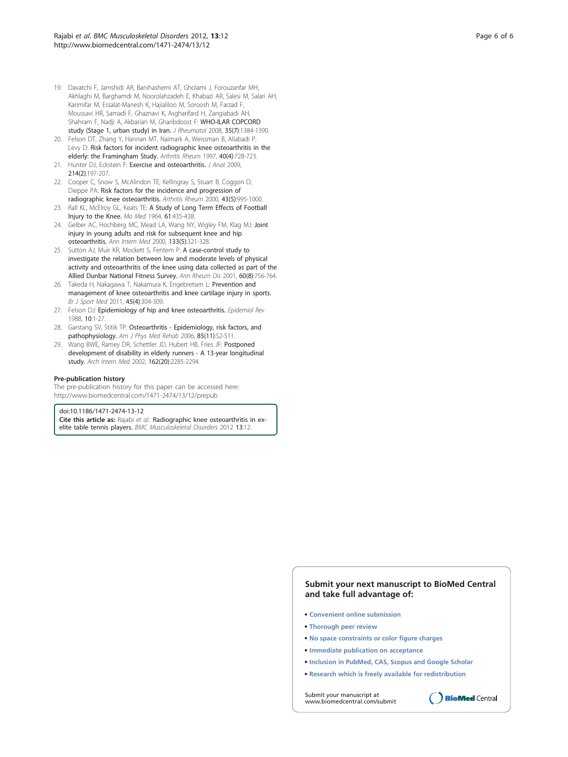19. Davatchi F, Jamshidi AR, Banihashemi AT, Gholami J, Forouzanfar MH, Akhlaghi M, Barghamdi M, Noorolahzadeh E, Khabazi AR, Salesi M, Salari AH, Karimifar M, Essalat-Manesh K, Hajialiloo M, Soroosh M, Farzad F, Moussavi HR, Samadi F, Ghaznavi K, Asgharifard H, Zangiabadi AH, Shahram F, Nadji A, Akbarian M, Gharibdoost F: **WHO-ILAR COPCORD study (Stage 1, urban study) in Iran.** *J Rheumatol* 2008, **35(7)**:1384-1390.
20. Felson DT, Zhang Y, Hannan MT, Naimark A, Weissman B, Aliabadi P, Levy D: **Risk factors for incident radiographic knee osteoarthritis in the elderly: the Framingham Study.** *Arthritis Rheum* 1997, **40(4)**:728-723.
21. Hunter DJ, Eckstein F: **Exercise and osteoarthritis.** *J Anat* 2009, **214(2)**:197-207.
22. Cooper C, Snow S, McAlindon TE, Kellingray S, Stuart B, Coggon D, Dieppe PA: **Risk factors for the incidence and progression of radiographic knee osteoarthritis.** *Arthritis Rheum* 2000, **43(5)**:995-1000.
23. Rall KL, McElroy GL, Keats TE: **A Study of Long Term Effects of Football Injury to the Knee.** *Mo Med* 1964, **61**:435-438.
24. Gelber AC, Hochberg MC, Mead LA, Wang NY, Wigley FM, Klag MJ: **Joint injury in young adults and risk for subsequent knee and hip osteoarthritis.** *Ann Intern Med* 2000, **133(5)**:321-328.
25. Sutton AJ, Muir KR, Mockett S, Fentem P: **A case-control study to investigate the relation between low and moderate levels of physical activity and osteoarthritis of the knee using data collected as part of the Allied Dunbar National Fitness Survey.** *Ann Rheum Dis* 2001, **60(8)**:756-764.
26. Takeda H, Nakagawa T, Nakamura K, Engebretsen L: **Prevention and management of knee osteoarthritis and knee cartilage injury in sports.** *Br J Sport Med* 2011, **45(4)**:304-309.
27. Felson DJ: **Epidemiology of hip and knee osteoarthritis.** *Epidemiol Rev* 1988, **10**:1-27.
28. Garstang SV, Stitik TP: **Osteoarthritis - Epidemiology, risk factors, and pathophysiology.** *Am J Phys Med Rehab* 2006, **85(11)**:S2-S11.
29. Wang BWE, Ramey DR, Schettler JD, Hubert HB, Fries JF: **Postponed development of disability in elderly runners - A 13-year longitudinal study.** *Arch Intern Med* 2002, **162(20)**:2285-2294.

#### Pre-publication history

The pre-publication history for this paper can be accessed here:
http://www.biomedcentral.com/1471-2474/13/12/prepub

doi:10.1186/1471-2474-13-12

**Cite this article as:** Rajabi *et al.*: Radiographic knee osteoarthritis in ex-elite table tennis players. *BMC Musculoskeletal Disorders* 2012 13:12.

**Submit your next manuscript to BioMed Central and take full advantage of:**

- Convenient online submission
- Thorough peer review
- No space constraints or color figure charges
- Immediate publication on acceptance
- Inclusion in PubMed, CAS, Scopus and Google Scholar
- Research which is freely available for redistribution

Submit your manuscript at
www.biomedcentral.com/submit

BioMed Central